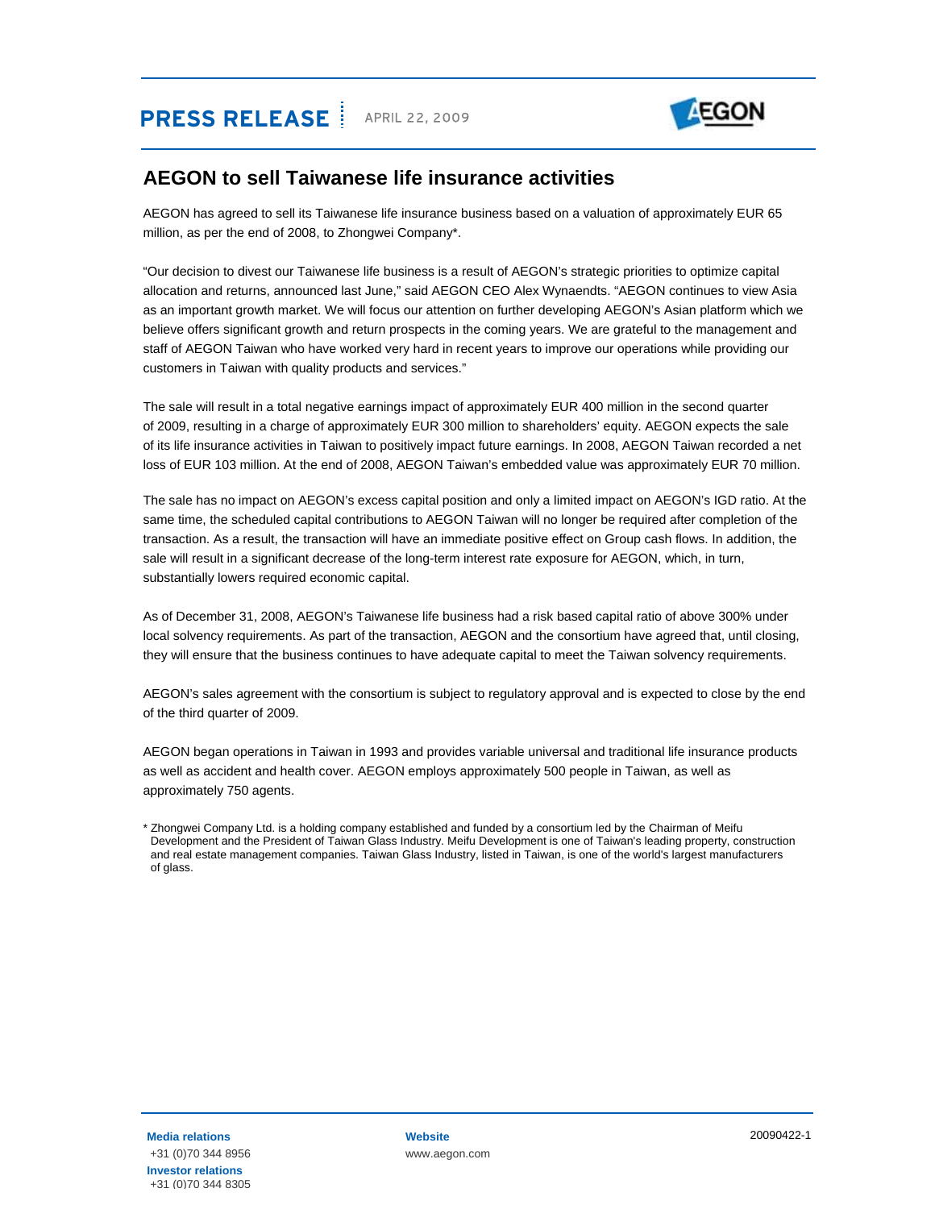PRESS RELEASE | APRIL 22, 2009

# AEGON to sell Taiwanese life insurance activities

AEGON has agreed to sell its Taiwanese life insurance business based on a valuation of approximately EUR 65 million, as per the end of 2008, to Zhongwei Company*.

"Our decision to divest our Taiwanese life business is a result of AEGON's strategic priorities to optimize capital allocation and returns, announced last June," said AEGON CEO Alex Wynaendts. "AEGON continues to view Asia as an important growth market. We will focus our attention on further developing AEGON's Asian platform which we believe offers significant growth and return prospects in the coming years. We are grateful to the management and staff of AEGON Taiwan who have worked very hard in recent years to improve our operations while providing our customers in Taiwan with quality products and services."

The sale will result in a total negative earnings impact of approximately EUR 400 million in the second quarter of 2009, resulting in a charge of approximately EUR 300 million to shareholders' equity. AEGON expects the sale of its life insurance activities in Taiwan to positively impact future earnings. In 2008, AEGON Taiwan recorded a net loss of EUR 103 million. At the end of 2008, AEGON Taiwan's embedded value was approximately EUR 70 million.

The sale has no impact on AEGON's excess capital position and only a limited impact on AEGON's IGD ratio. At the same time, the scheduled capital contributions to AEGON Taiwan will no longer be required after completion of the transaction. As a result, the transaction will have an immediate positive effect on Group cash flows. In addition, the sale will result in a significant decrease of the long-term interest rate exposure for AEGON, which, in turn, substantially lowers required economic capital.

As of December 31, 2008, AEGON's Taiwanese life business had a risk based capital ratio of above 300% under local solvency requirements. As part of the transaction, AEGON and the consortium have agreed that, until closing, they will ensure that the business continues to have adequate capital to meet the Taiwan solvency requirements.

AEGON's sales agreement with the consortium is subject to regulatory approval and is expected to close by the end of the third quarter of 2009.

AEGON began operations in Taiwan in 1993 and provides variable universal and traditional life insurance products as well as accident and health cover. AEGON employs approximately 500 people in Taiwan, as well as approximately 750 agents.

\* Zhongwei Company Ltd. is a holding company established and funded by a consortium led by the Chairman of Meifu Development and the President of Taiwan Glass Industry. Meifu Development is one of Taiwan's leading property, construction and real estate management companies. Taiwan Glass Industry, listed in Taiwan, is one of the world's largest manufacturers of glass.

**Media relations**
+31 (0)70 344 8956

**Investor relations**
+31 (0)70 344 8305

**Website**
www.aegon.com

20090422-1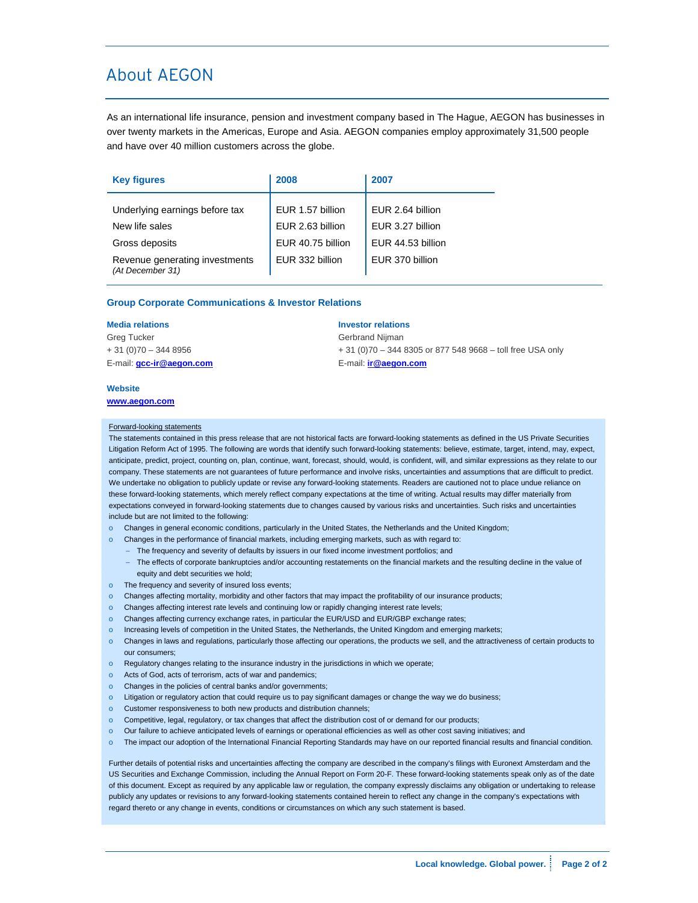# About AEGON

As an international life insurance, pension and investment company based in The Hague, AEGON has businesses in over twenty markets in the Americas, Europe and Asia. AEGON companies employ approximately 31,500 people and have over 40 million customers across the globe.

| Key figures | 2008 | 2007 |
|---|---|---|
| Underlying earnings before tax | EUR 1.57 billion | EUR 2.64 billion |
| New life sales | EUR 2.63 billion | EUR 3.27 billion |
| Gross deposits | EUR 40.75 billion | EUR 44.53 billion |
| Revenue generating investments *(At December 31)* | EUR 332 billion | EUR 370 billion |

## Group Corporate Communications & Investor Relations

**Media relations**
Greg Tucker
+ 31 (0)70 – 344 8956
E-mail: **gcc-ir@aegon.com**

**Investor relations**
Gerbrand Nijman
+ 31 (0)70 – 344 8305 or 877 548 9668 – toll free USA only
E-mail: **ir@aegon.com**

**Website**
**www.aegon.com**

Forward-looking statements

The statements contained in this press release that are not historical facts are forward-looking statements as defined in the US Private Securities Litigation Reform Act of 1995. The following are words that identify such forward-looking statements: believe, estimate, target, intend, may, expect, anticipate, predict, project, counting on, plan, continue, want, forecast, should, would, is confident, will, and similar expressions as they relate to our company. These statements are not guarantees of future performance and involve risks, uncertainties and assumptions that are difficult to predict. We undertake no obligation to publicly update or revise any forward-looking statements. Readers are cautioned not to place undue reliance on these forward-looking statements, which merely reflect company expectations at the time of writing. Actual results may differ materially from expectations conveyed in forward-looking statements due to changes caused by various risks and uncertainties. Such risks and uncertainties include but are not limited to the following:

- Changes in general economic conditions, particularly in the United States, the Netherlands and the United Kingdom;
- Changes in the performance of financial markets, including emerging markets, such as with regard to:
  - The frequency and severity of defaults by issuers in our fixed income investment portfolios; and
  - The effects of corporate bankruptcies and/or accounting restatements on the financial markets and the resulting decline in the value of equity and debt securities we hold;
- The frequency and severity of insured loss events;
- Changes affecting mortality, morbidity and other factors that may impact the profitability of our insurance products;
- Changes affecting interest rate levels and continuing low or rapidly changing interest rate levels;
- Changes affecting currency exchange rates, in particular the EUR/USD and EUR/GBP exchange rates;
- Increasing levels of competition in the United States, the Netherlands, the United Kingdom and emerging markets;
- Changes in laws and regulations, particularly those affecting our operations, the products we sell, and the attractiveness of certain products to our consumers;
- Regulatory changes relating to the insurance industry in the jurisdictions in which we operate;
- Acts of God, acts of terrorism, acts of war and pandemics;
- Changes in the policies of central banks and/or governments;
- Litigation or regulatory action that could require us to pay significant damages or change the way we do business;
- Customer responsiveness to both new products and distribution channels;
- Competitive, legal, regulatory, or tax changes that affect the distribution cost of or demand for our products;
- Our failure to achieve anticipated levels of earnings or operational efficiencies as well as other cost saving initiatives; and
- The impact our adoption of the International Financial Reporting Standards may have on our reported financial results and financial condition.

Further details of potential risks and uncertainties affecting the company are described in the company's filings with Euronext Amsterdam and the US Securities and Exchange Commission, including the Annual Report on Form 20-F. These forward-looking statements speak only as of the date of this document. Except as required by any applicable law or regulation, the company expressly disclaims any obligation or undertaking to release publicly any updates or revisions to any forward-looking statements contained herein to reflect any change in the company's expectations with regard thereto or any change in events, conditions or circumstances on which any such statement is based.